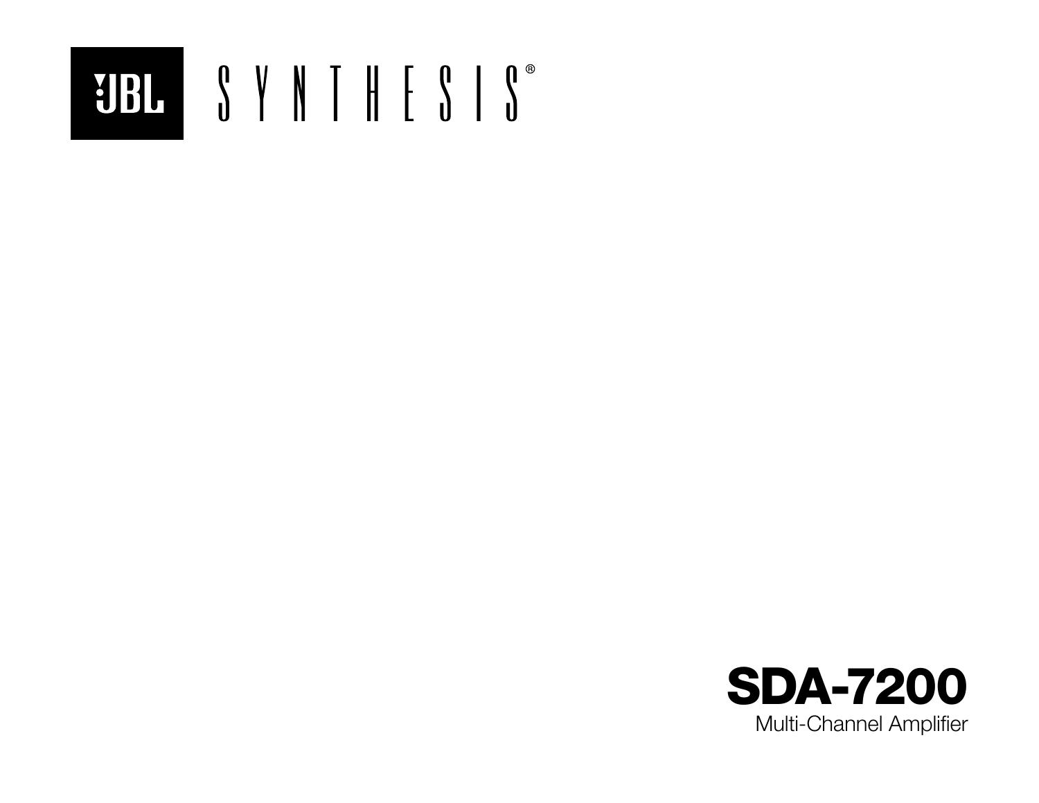JBL SYNTHESIS®

# SDA-7200

Multi-Channel Amplifier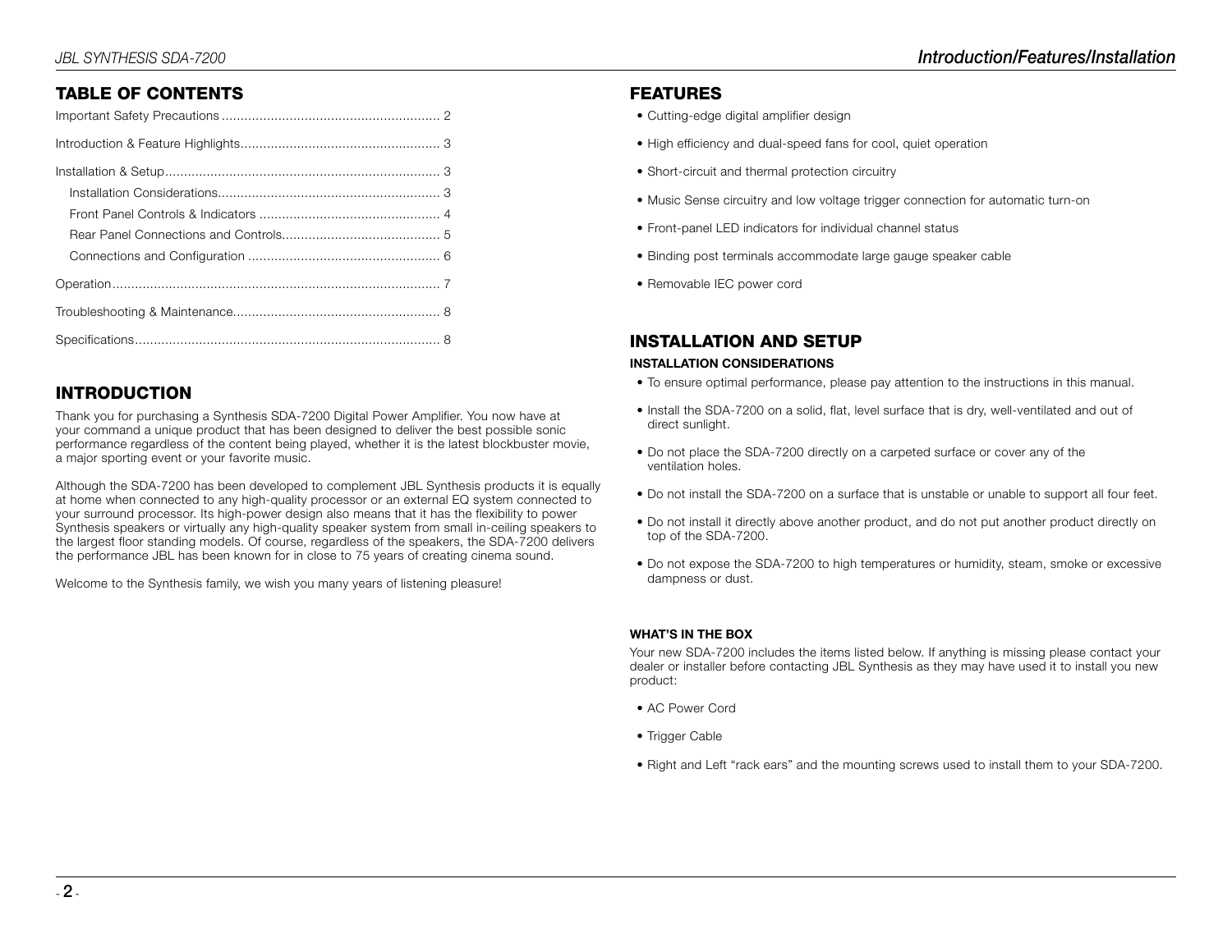## TABLE OF CONTENTS

| Section | Page |
|---|---|
| Important Safety Precautions | 2 |
| Introduction & Feature Highlights | 3 |
| Installation & Setup | 3 |
| Installation Considerations | 3 |
| Front Panel Controls & Indicators | 4 |
| Rear Panel Connections and Controls | 5 |
| Connections and Configuration | 6 |
| Operation | 7 |
| Troubleshooting & Maintenance | 8 |
| Specifications | 8 |

## INTRODUCTION

Thank you for purchasing a Synthesis SDA-7200 Digital Power Amplifier. You now have at your command a unique product that has been designed to deliver the best possible sonic performance regardless of the content being played, whether it is the latest blockbuster movie, a major sporting event or your favorite music.

Although the SDA-7200 has been developed to complement JBL Synthesis products it is equally at home when connected to any high-quality processor or an external EQ system connected to your surround processor. Its high-power design also means that it has the flexibility to power Synthesis speakers or virtually any high-quality speaker system from small in-ceiling speakers to the largest floor standing models. Of course, regardless of the speakers, the SDA-7200 delivers the performance JBL has been known for in close to 75 years of creating cinema sound.

Welcome to the Synthesis family, we wish you many years of listening pleasure!

## FEATURES

- Cutting-edge digital amplifier design
- High efficiency and dual-speed fans for cool, quiet operation
- Short-circuit and thermal protection circuitry
- Music Sense circuitry and low voltage trigger connection for automatic turn-on
- Front-panel LED indicators for individual channel status
- Binding post terminals accommodate large gauge speaker cable
- Removable IEC power cord

## INSTALLATION AND SETUP

### INSTALLATION CONSIDERATIONS

- To ensure optimal performance, please pay attention to the instructions in this manual.
- Install the SDA-7200 on a solid, flat, level surface that is dry, well-ventilated and out of direct sunlight.
- Do not place the SDA-7200 directly on a carpeted surface or cover any of the ventilation holes.
- Do not install the SDA-7200 on a surface that is unstable or unable to support all four feet.
- Do not install it directly above another product, and do not put another product directly on top of the SDA-7200.
- Do not expose the SDA-7200 to high temperatures or humidity, steam, smoke or excessive dampness or dust.

### WHAT'S IN THE BOX

Your new SDA-7200 includes the items listed below. If anything is missing please contact your dealer or installer before contacting JBL Synthesis as they may have used it to install you new product:

- AC Power Cord
- Trigger Cable
- Right and Left "rack ears" and the mounting screws used to install them to your SDA-7200.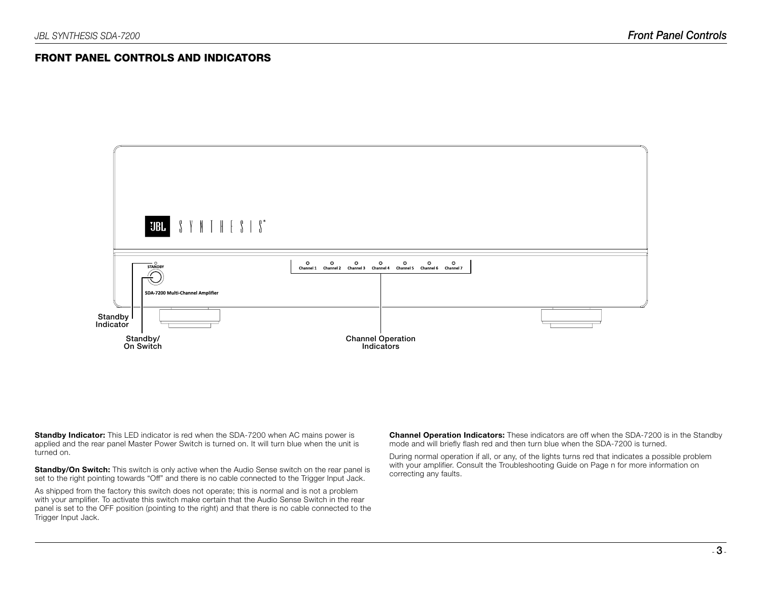## FRONT PANEL CONTROLS AND INDICATORS

Standby Indicator

Standby/ On Switch

Channel Operation Indicators

**Standby Indicator:** This LED indicator is red when the SDA-7200 when AC mains power is applied and the rear panel Master Power Switch is turned on. It will turn blue when the unit is turned on.

**Standby/On Switch:** This switch is only active when the Audio Sense switch on the rear panel is set to the right pointing towards "Off" and there is no cable connected to the Trigger Input Jack.

As shipped from the factory this switch does not operate; this is normal and is not a problem with your amplifier. To activate this switch make certain that the Audio Sense Switch in the rear panel is set to the OFF position (pointing to the right) and that there is no cable connected to the Trigger Input Jack.

**Channel Operation Indicators:** These indicators are off when the SDA-7200 is in the Standby mode and will briefly flash red and then turn blue when the SDA-7200 is turned.

During normal operation if all, or any, of the lights turns red that indicates a possible problem with your amplifier. Consult the Troubleshooting Guide on Page n for more information on correcting any faults.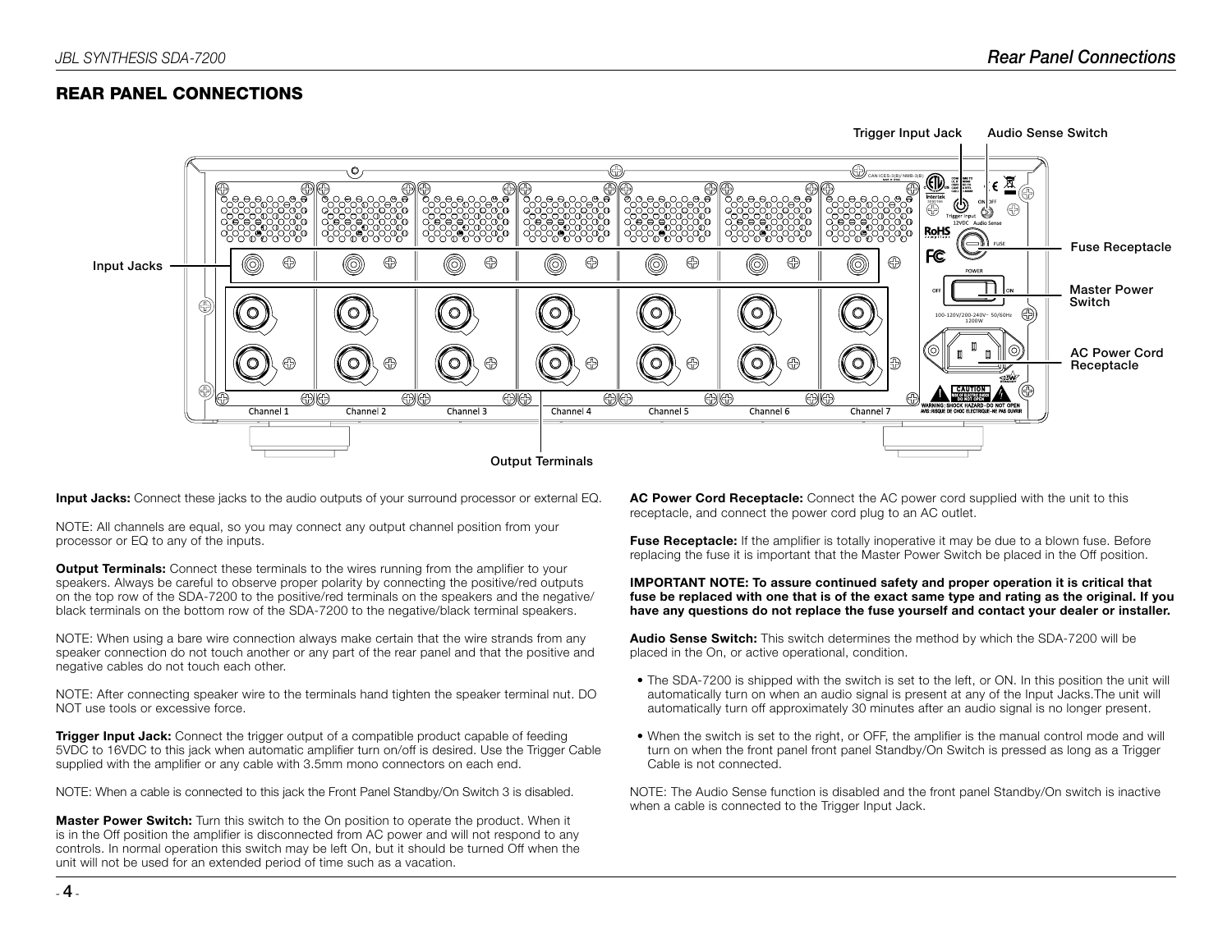## REAR PANEL CONNECTIONS

Trigger Input Jack

Audio Sense Switch

Input Jacks

Fuse Receptacle

Master Power Switch

AC Power Cord Receptacle

Output Terminals

**Input Jacks:** Connect these jacks to the audio outputs of your surround processor or external EQ.

NOTE: All channels are equal, so you may connect any output channel position from your processor or EQ to any of the inputs.

**Output Terminals:** Connect these terminals to the wires running from the amplifier to your speakers. Always be careful to observe proper polarity by connecting the positive/red outputs on the top row of the SDA-7200 to the positive/red terminals on the speakers and the negative/black terminals on the bottom row of the SDA-7200 to the negative/black terminal speakers.

NOTE: When using a bare wire connection always make certain that the wire strands from any speaker connection do not touch another or any part of the rear panel and that the positive and negative cables do not touch each other.

NOTE: After connecting speaker wire to the terminals hand tighten the speaker terminal nut. DO NOT use tools or excessive force.

**Trigger Input Jack:** Connect the trigger output of a compatible product capable of feeding 5VDC to 16VDC to this jack when automatic amplifier turn on/off is desired. Use the Trigger Cable supplied with the amplifier or any cable with 3.5mm mono connectors on each end.

NOTE: When a cable is connected to this jack the Front Panel Standby/On Switch 3 is disabled.

**Master Power Switch:** Turn this switch to the On position to operate the product. When it is in the Off position the amplifier is disconnected from AC power and will not respond to any controls. In normal operation this switch may be left On, but it should be turned Off when the unit will not be used for an extended period of time such as a vacation.

**AC Power Cord Receptacle:** Connect the AC power cord supplied with the unit to this receptacle, and connect the power cord plug to an AC outlet.

**Fuse Receptacle:** If the amplifier is totally inoperative it may be due to a blown fuse. Before replacing the fuse it is important that the Master Power Switch be placed in the Off position.

**IMPORTANT NOTE: To assure continued safety and proper operation it is critical that fuse be replaced with one that is of the exact same type and rating as the original. If you have any questions do not replace the fuse yourself and contact your dealer or installer.**

**Audio Sense Switch:** This switch determines the method by which the SDA-7200 will be placed in the On, or active operational, condition.

- The SDA-7200 is shipped with the switch is set to the left, or ON. In this position the unit will automatically turn on when an audio signal is present at any of the Input Jacks.The unit will automatically turn off approximately 30 minutes after an audio signal is no longer present.
- When the switch is set to the right, or OFF, the amplifier is the manual control mode and will turn on when the front panel front panel Standby/On Switch is pressed as long as a Trigger Cable is not connected.

NOTE: The Audio Sense function is disabled and the front panel Standby/On switch is inactive when a cable is connected to the Trigger Input Jack.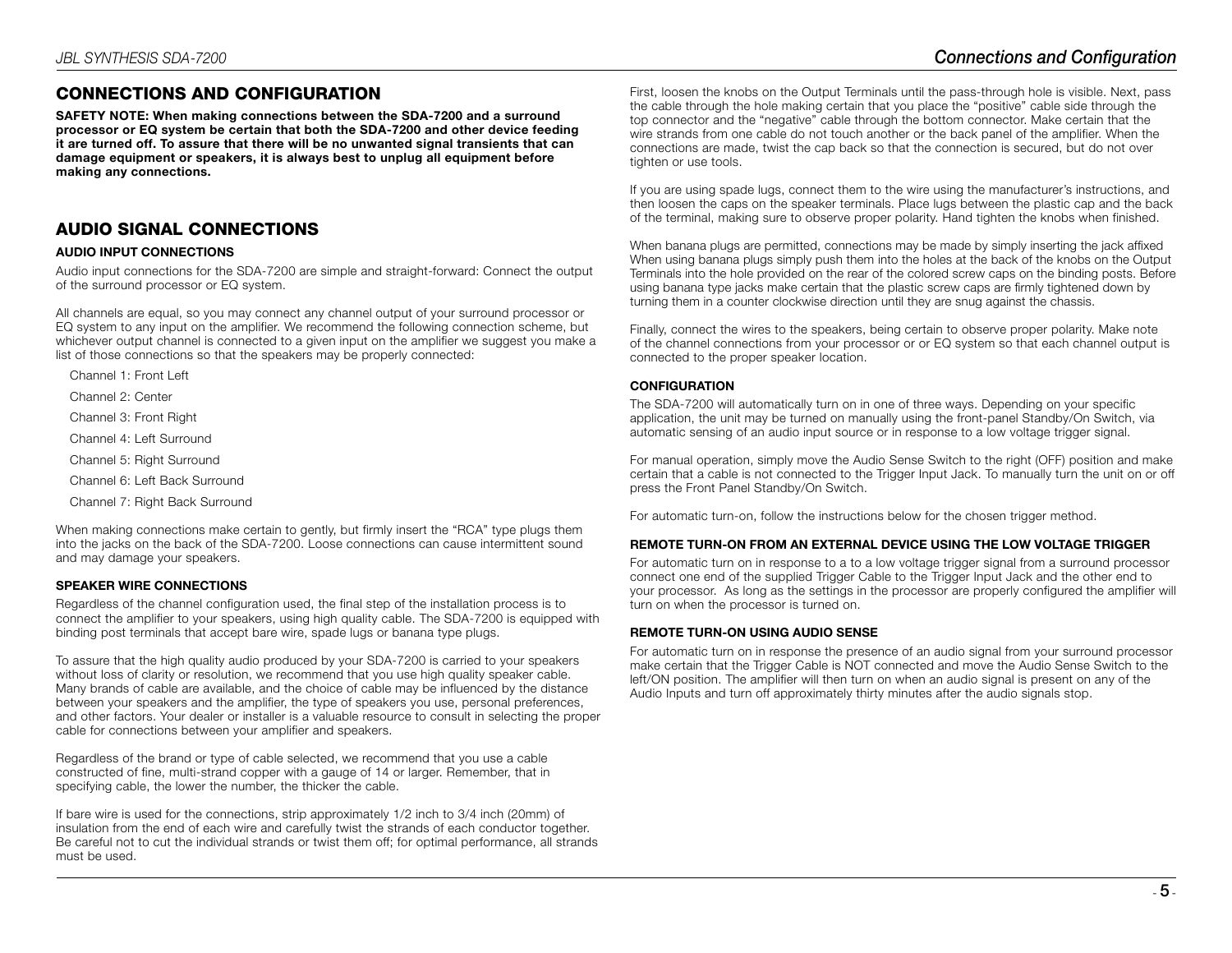## CONNECTIONS AND CONFIGURATION

**SAFETY NOTE: When making connections between the SDA-7200 and a surround processor or EQ system be certain that both the SDA-7200 and other device feeding it are turned off. To assure that there will be no unwanted signal transients that can damage equipment or speakers, it is always best to unplug all equipment before making any connections.**

## AUDIO SIGNAL CONNECTIONS

### AUDIO INPUT CONNECTIONS

Audio input connections for the SDA-7200 are simple and straight-forward: Connect the output of the surround processor or EQ system.

All channels are equal, so you may connect any channel output of your surround processor or EQ system to any input on the amplifier. We recommend the following connection scheme, but whichever output channel is connected to a given input on the amplifier we suggest you make a list of those connections so that the speakers may be properly connected:

Channel 1: Front Left

Channel 2: Center

Channel 3: Front Right

Channel 4: Left Surround

Channel 5: Right Surround

Channel 6: Left Back Surround

Channel 7: Right Back Surround

When making connections make certain to gently, but firmly insert the "RCA" type plugs them into the jacks on the back of the SDA-7200. Loose connections can cause intermittent sound and may damage your speakers.

### SPEAKER WIRE CONNECTIONS

Regardless of the channel configuration used, the final step of the installation process is to connect the amplifier to your speakers, using high quality cable. The SDA-7200 is equipped with binding post terminals that accept bare wire, spade lugs or banana type plugs.

To assure that the high quality audio produced by your SDA-7200 is carried to your speakers without loss of clarity or resolution, we recommend that you use high quality speaker cable. Many brands of cable are available, and the choice of cable may be influenced by the distance between your speakers and the amplifier, the type of speakers you use, personal preferences, and other factors. Your dealer or installer is a valuable resource to consult in selecting the proper cable for connections between your amplifier and speakers.

Regardless of the brand or type of cable selected, we recommend that you use a cable constructed of fine, multi-strand copper with a gauge of 14 or larger. Remember, that in specifying cable, the lower the number, the thicker the cable.

If bare wire is used for the connections, strip approximately 1/2 inch to 3/4 inch (20mm) of insulation from the end of each wire and carefully twist the strands of each conductor together. Be careful not to cut the individual strands or twist them off; for optimal performance, all strands must be used.

First, loosen the knobs on the Output Terminals until the pass-through hole is visible. Next, pass the cable through the hole making certain that you place the "positive" cable side through the top connector and the "negative" cable through the bottom connector. Make certain that the wire strands from one cable do not touch another or the back panel of the amplifier. When the connections are made, twist the cap back so that the connection is secured, but do not over tighten or use tools.

If you are using spade lugs, connect them to the wire using the manufacturer's instructions, and then loosen the caps on the speaker terminals. Place lugs between the plastic cap and the back of the terminal, making sure to observe proper polarity. Hand tighten the knobs when finished.

When banana plugs are permitted, connections may be made by simply inserting the jack affixed When using banana plugs simply push them into the holes at the back of the knobs on the Output Terminals into the hole provided on the rear of the colored screw caps on the binding posts. Before using banana type jacks make certain that the plastic screw caps are firmly tightened down by turning them in a counter clockwise direction until they are snug against the chassis.

Finally, connect the wires to the speakers, being certain to observe proper polarity. Make note of the channel connections from your processor or or EQ system so that each channel output is connected to the proper speaker location.

### CONFIGURATION

The SDA-7200 will automatically turn on in one of three ways. Depending on your specific application, the unit may be turned on manually using the front-panel Standby/On Switch, via automatic sensing of an audio input source or in response to a low voltage trigger signal.

For manual operation, simply move the Audio Sense Switch to the right (OFF) position and make certain that a cable is not connected to the Trigger Input Jack. To manually turn the unit on or off press the Front Panel Standby/On Switch.

For automatic turn-on, follow the instructions below for the chosen trigger method.

### REMOTE TURN-ON FROM AN EXTERNAL DEVICE USING THE LOW VOLTAGE TRIGGER

For automatic turn on in response to a to a low voltage trigger signal from a surround processor connect one end of the supplied Trigger Cable to the Trigger Input Jack and the other end to your processor. As long as the settings in the processor are properly configured the amplifier will turn on when the processor is turned on.

### REMOTE TURN-ON USING AUDIO SENSE

For automatic turn on in response the presence of an audio signal from your surround processor make certain that the Trigger Cable is NOT connected and move the Audio Sense Switch to the left/ON position. The amplifier will then turn on when an audio signal is present on any of the Audio Inputs and turn off approximately thirty minutes after the audio signals stop.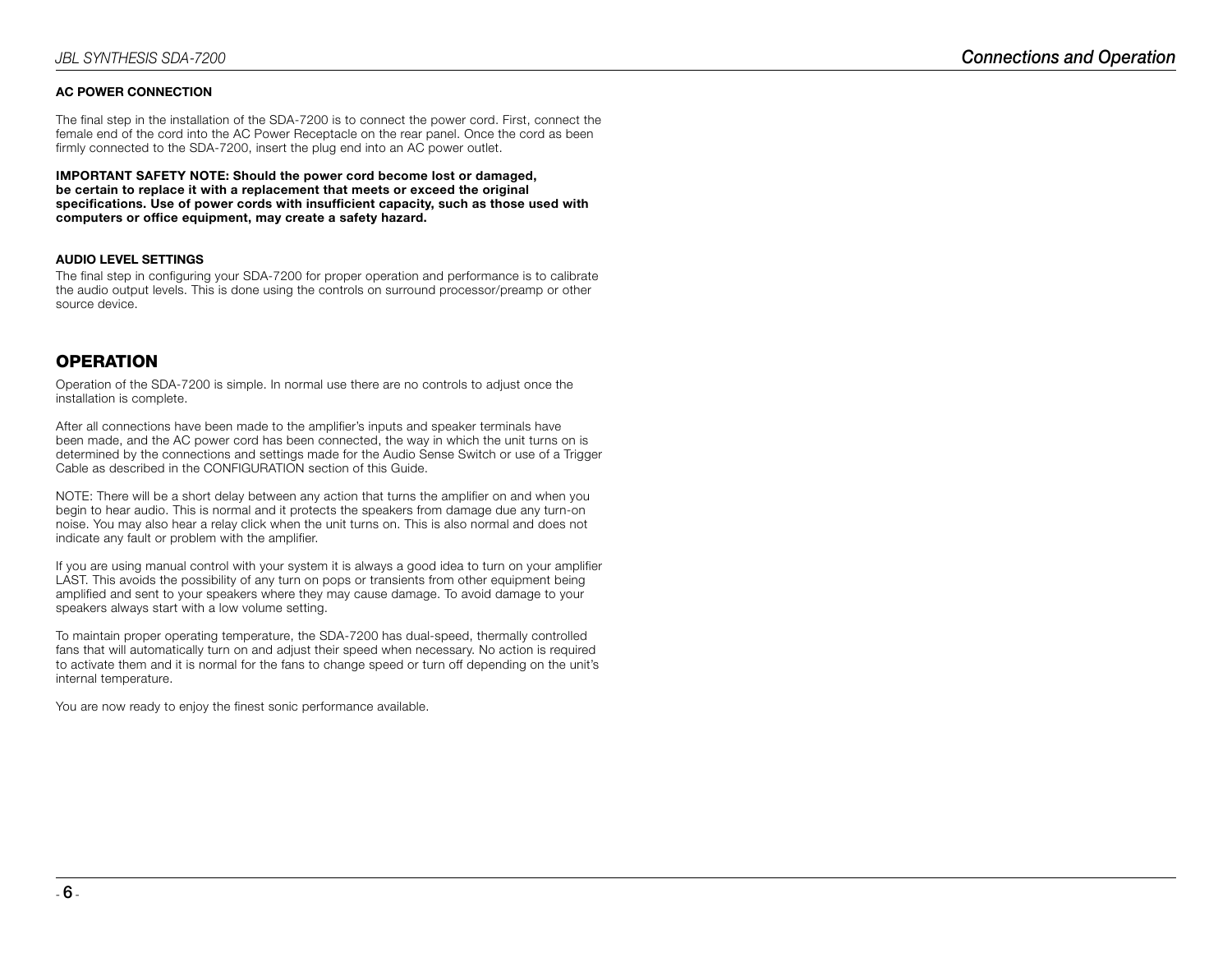### AC POWER CONNECTION

The final step in the installation of the SDA-7200 is to connect the power cord. First, connect the female end of the cord into the AC Power Receptacle on the rear panel. Once the cord as been firmly connected to the SDA-7200, insert the plug end into an AC power outlet.

**IMPORTANT SAFETY NOTE: Should the power cord become lost or damaged, be certain to replace it with a replacement that meets or exceed the original specifications. Use of power cords with insufficient capacity, such as those used with computers or office equipment, may create a safety hazard.**

### AUDIO LEVEL SETTINGS

The final step in configuring your SDA-7200 for proper operation and performance is to calibrate the audio output levels. This is done using the controls on surround processor/preamp or other source device.

## OPERATION

Operation of the SDA-7200 is simple. In normal use there are no controls to adjust once the installation is complete.

After all connections have been made to the amplifier's inputs and speaker terminals have been made, and the AC power cord has been connected, the way in which the unit turns on is determined by the connections and settings made for the Audio Sense Switch or use of a Trigger Cable as described in the CONFIGURATION section of this Guide.

NOTE: There will be a short delay between any action that turns the amplifier on and when you begin to hear audio. This is normal and it protects the speakers from damage due any turn-on noise. You may also hear a relay click when the unit turns on. This is also normal and does not indicate any fault or problem with the amplifier.

If you are using manual control with your system it is always a good idea to turn on your amplifier LAST. This avoids the possibility of any turn on pops or transients from other equipment being amplified and sent to your speakers where they may cause damage. To avoid damage to your speakers always start with a low volume setting.

To maintain proper operating temperature, the SDA-7200 has dual-speed, thermally controlled fans that will automatically turn on and adjust their speed when necessary. No action is required to activate them and it is normal for the fans to change speed or turn off depending on the unit's internal temperature.

You are now ready to enjoy the finest sonic performance available.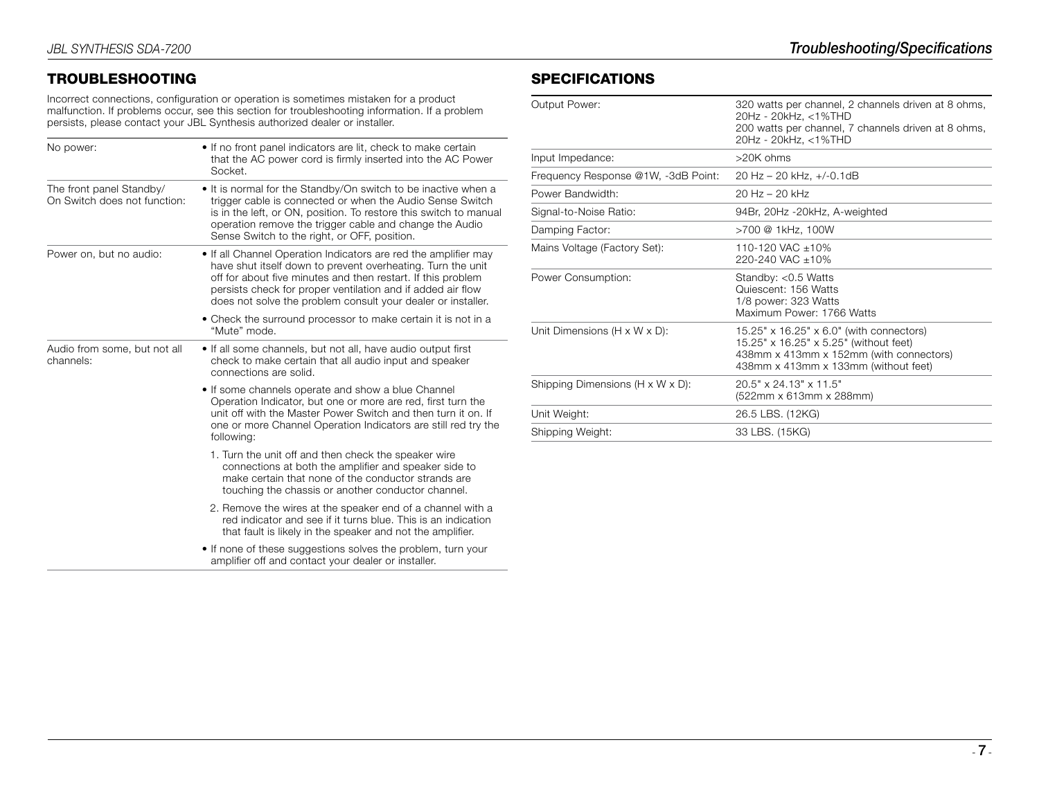## TROUBLESHOOTING

Incorrect connections, configuration or operation is sometimes mistaken for a product malfunction. If problems occur, see this section for troubleshooting information. If a problem persists, please contact your JBL Synthesis authorized dealer or installer.

| Problem | Solution |
|---|---|
| No power: | • If no front panel indicators are lit, check to make certain that the AC power cord is firmly inserted into the AC Power Socket. |
| The front panel Standby/ On Switch does not function: | • It is normal for the Standby/On switch to be inactive when a trigger cable is connected or when the Audio Sense Switch is in the left, or ON, position. To restore this switch to manual operation remove the trigger cable and change the Audio Sense Switch to the right, or OFF, position. |
| Power on, but no audio: | • If all Channel Operation Indicators are red the amplifier may have shut itself down to prevent overheating. Turn the unit off for about five minutes and then restart. If this problem persists check for proper ventilation and if added air flow does not solve the problem consult your dealer or installer. |
| | • Check the surround processor to make certain it is not in a "Mute" mode. |
| Audio from some, but not all channels: | • If all some channels, but not all, have audio output first check to make certain that all audio input and speaker connections are solid. |
| | • If some channels operate and show a blue Channel Operation Indicator, but one or more are red, first turn the unit off with the Master Power Switch and then turn it on. If one or more Channel Operation Indicators are still red try the following: |
| | 1. Turn the unit off and then check the speaker wire connections at both the amplifier and speaker side to make certain that none of the conductor strands are touching the chassis or another conductor channel. |
| | 2. Remove the wires at the speaker end of a channel with a red indicator and see if it turns blue. This is an indication that fault is likely in the speaker and not the amplifier. |
| | • If none of these suggestions solves the problem, turn your amplifier off and contact your dealer or installer. |

## SPECIFICATIONS

| Specification | Value |
|---|---|
| Output Power: | 320 watts per channel, 2 channels driven at 8 ohms, 20Hz - 20kHz, <1%THD<br>200 watts per channel, 7 channels driven at 8 ohms, 20Hz - 20kHz, <1%THD |
| Input Impedance: | >20K ohms |
| Frequency Response @1W, -3dB Point: | 20 Hz – 20 kHz, +/-0.1dB |
| Power Bandwidth: | 20 Hz – 20 kHz |
| Signal-to-Noise Ratio: | 94Br, 20Hz -20kHz, A-weighted |
| Damping Factor: | >700 @ 1kHz, 100W |
| Mains Voltage (Factory Set): | 110-120 VAC ±10%<br>220-240 VAC ±10% |
| Power Consumption: | Standby: <0.5 Watts<br>Quiescent: 156 Watts<br>1/8 power: 323 Watts<br>Maximum Power: 1766 Watts |
| Unit Dimensions (H x W x D): | 15.25" x 16.25" x 6.0" (with connectors)<br>15.25" x 16.25" x 5.25" (without feet)<br>438mm x 413mm x 152mm (with connectors)<br>438mm x 413mm x 133mm (without feet) |
| Shipping Dimensions (H x W x D): | 20.5" x 24.13" x 11.5"<br>(522mm x 613mm x 288mm) |
| Unit Weight: | 26.5 LBS. (12KG) |
| Shipping Weight: | 33 LBS. (15KG) |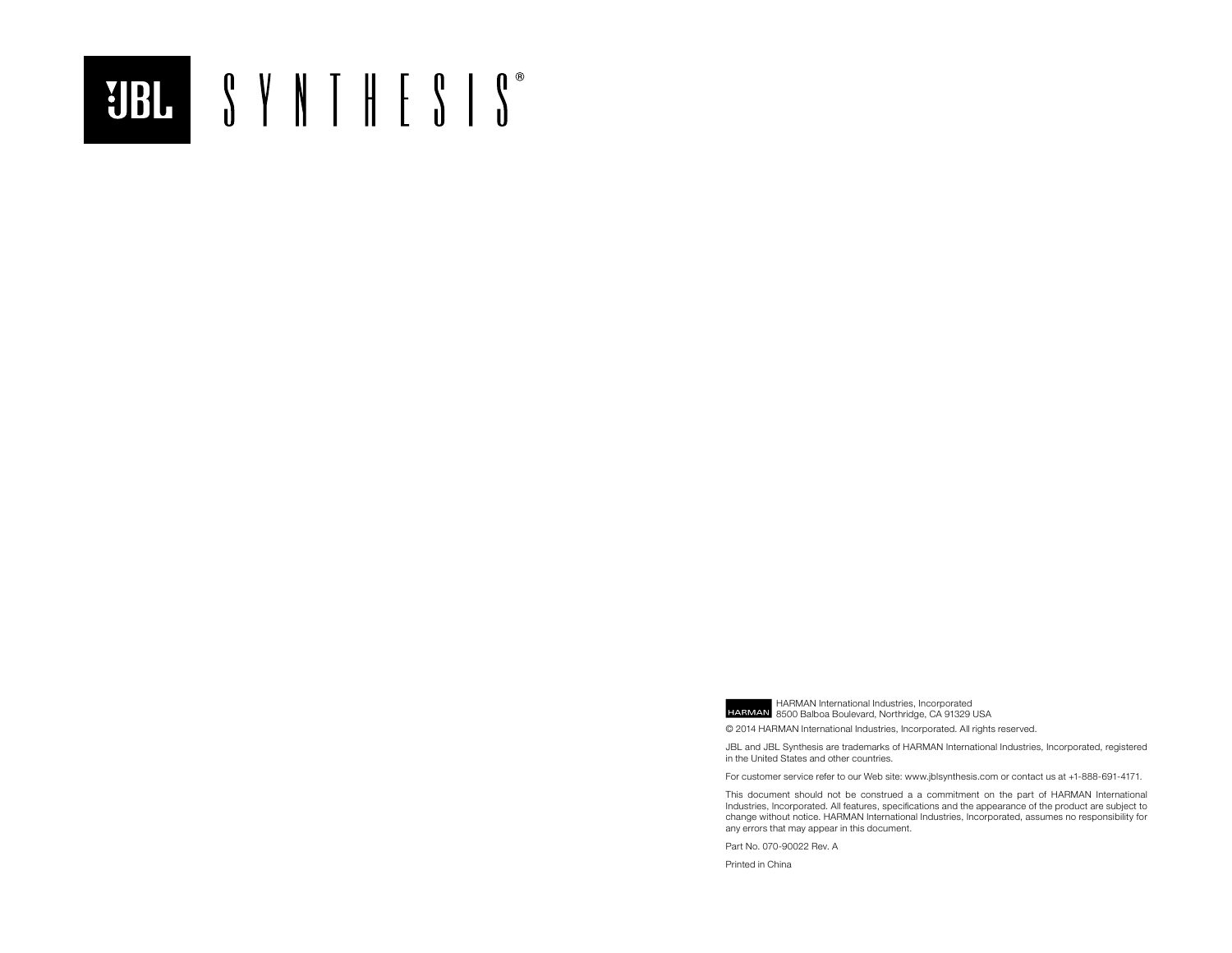JBL SYNTHESIS®

HARMAN

HARMAN International Industries, Incorporated
8500 Balboa Boulevard, Northridge, CA 91329 USA

© 2014 HARMAN International Industries, Incorporated. All rights reserved.

JBL and JBL Synthesis are trademarks of HARMAN International Industries, Incorporated, registered in the United States and other countries.

For customer service refer to our Web site: www.jblsynthesis.com or contact us at +1-888-691-4171.

This document should not be construed a a commitment on the part of HARMAN International Industries, Incorporated. All features, specifications and the appearance of the product are subject to change without notice. HARMAN International Industries, Incorporated, assumes no responsibility for any errors that may appear in this document.

Part No. 070-90022 Rev. A

Printed in China